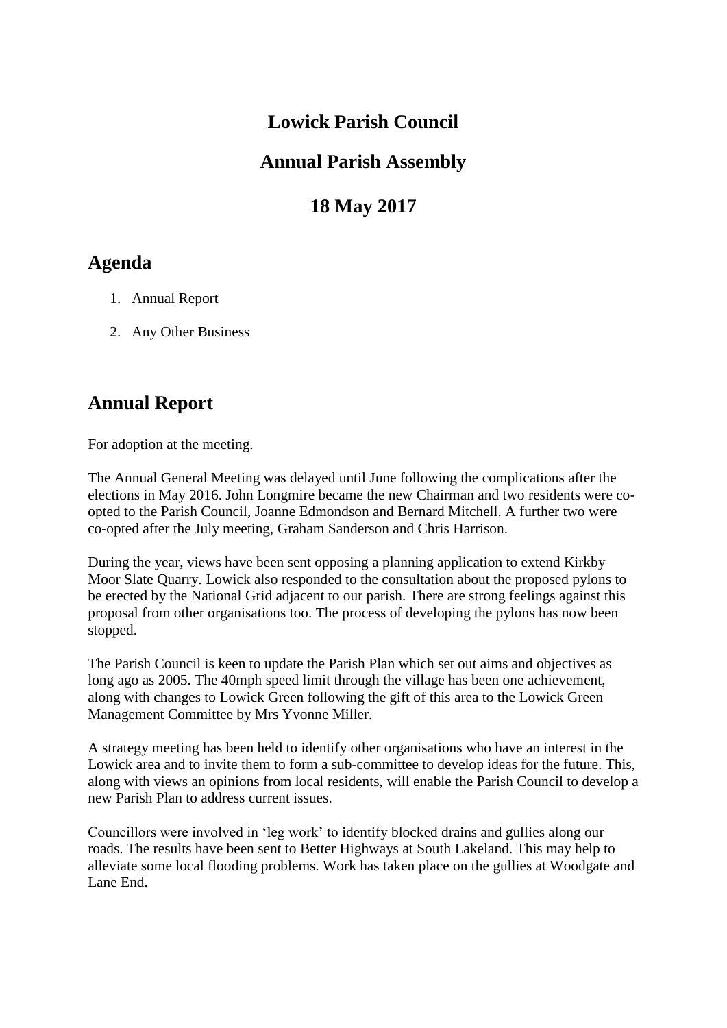# Lowick Parish Council

## Annual Parish Assembly

## 18 May 2017

## Agenda

1. Annual Report
2. Any Other Business

## Annual Report

For adoption at the meeting.

The Annual General Meeting was delayed until June following the complications after the elections in May 2016. John Longmire became the new Chairman and two residents were co-opted to the Parish Council, Joanne Edmondson and Bernard Mitchell. A further two were co-opted after the July meeting, Graham Sanderson and Chris Harrison.

During the year, views have been sent opposing a planning application to extend Kirkby Moor Slate Quarry. Lowick also responded to the consultation about the proposed pylons to be erected by the National Grid adjacent to our parish. There are strong feelings against this proposal from other organisations too. The process of developing the pylons has now been stopped.

The Parish Council is keen to update the Parish Plan which set out aims and objectives as long ago as 2005. The 40mph speed limit through the village has been one achievement, along with changes to Lowick Green following the gift of this area to the Lowick Green Management Committee by Mrs Yvonne Miller.

A strategy meeting has been held to identify other organisations who have an interest in the Lowick area and to invite them to form a sub-committee to develop ideas for the future. This, along with views an opinions from local residents, will enable the Parish Council to develop a new Parish Plan to address current issues.

Councillors were involved in 'leg work' to identify blocked drains and gullies along our roads. The results have been sent to Better Highways at South Lakeland. This may help to alleviate some local flooding problems. Work has taken place on the gullies at Woodgate and Lane End.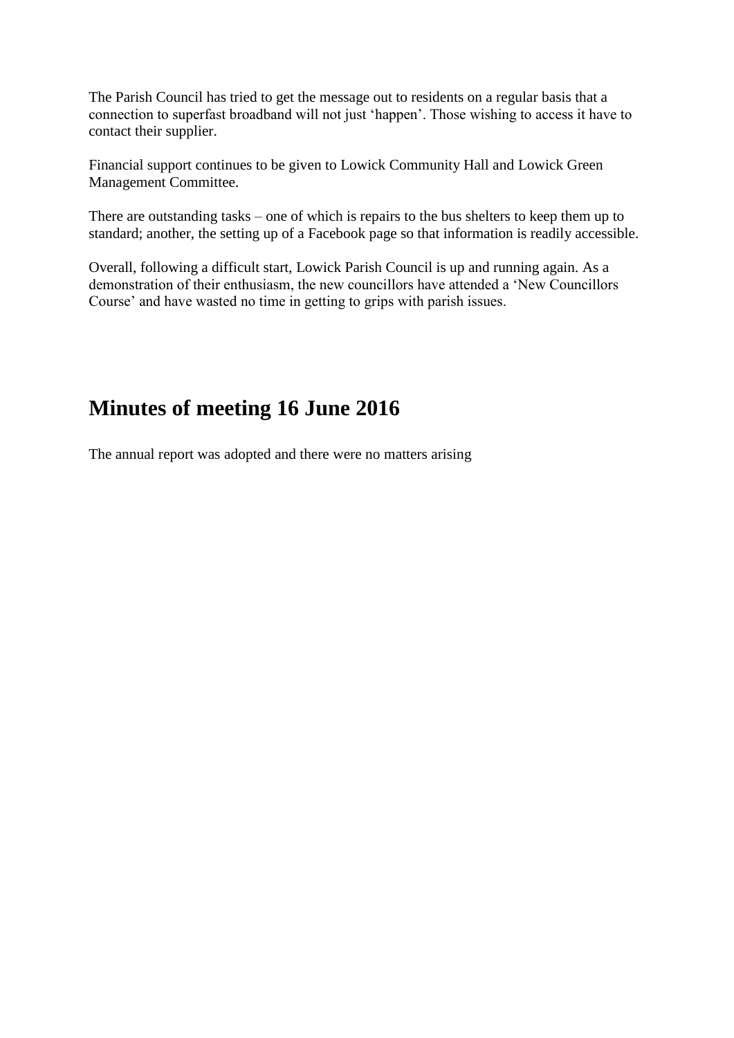The Parish Council has tried to get the message out to residents on a regular basis that a connection to superfast broadband will not just 'happen'. Those wishing to access it have to contact their supplier.

Financial support continues to be given to Lowick Community Hall and Lowick Green Management Committee.

There are outstanding tasks – one of which is repairs to the bus shelters to keep them up to standard; another, the setting up of a Facebook page so that information is readily accessible.

Overall, following a difficult start, Lowick Parish Council is up and running again. As a demonstration of their enthusiasm, the new councillors have attended a 'New Councillors Course' and have wasted no time in getting to grips with parish issues.

# Minutes of meeting 16 June 2016

The annual report was adopted and there were no matters arising